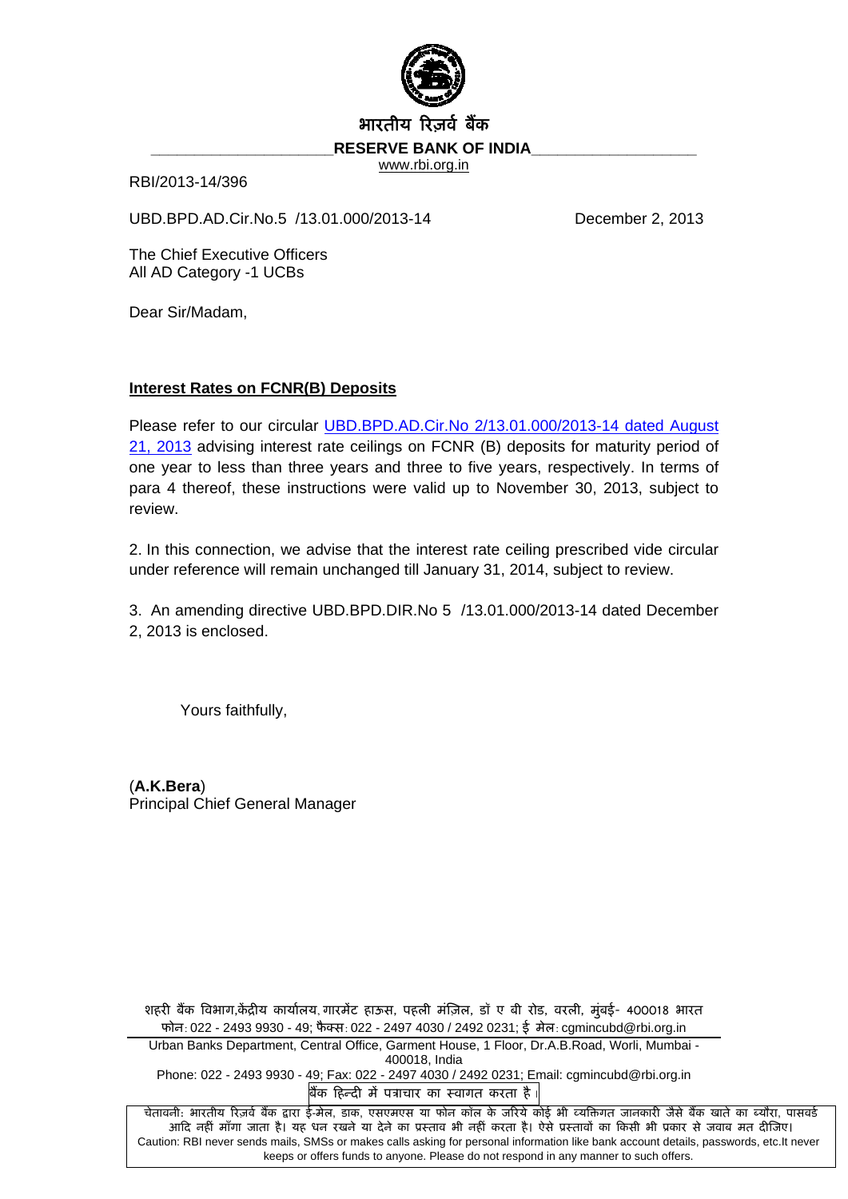भारतीय रिज़र्व बैंक

**RESERVE BANK OF INDIA**

www.rbi.org.in

RBI/2013-14/396

UBD.BPD.AD.Cir.No.5 /13.01.000/2013-14 December 2, 2013

The Chief Executive Officers
All AD Category -1 UCBs

Dear Sir/Madam,

**Interest Rates on FCNR(B) Deposits**

Please refer to our circular UBD.BPD.AD.Cir.No 2/13.01.000/2013-14 dated August 21, 2013 advising interest rate ceilings on FCNR (B) deposits for maturity period of one year to less than three years and three to five years, respectively. In terms of para 4 thereof, these instructions were valid up to November 30, 2013, subject to review.

2. In this connection, we advise that the interest rate ceiling prescribed vide circular under reference will remain unchanged till January 31, 2014, subject to review.

3. An amending directive UBD.BPD.DIR.No 5 /13.01.000/2013-14 dated December 2, 2013 is enclosed.

Yours faithfully,

(**A.K.Bera**)
Principal Chief General Manager

शहरी बैंक विभाग,केंद्रीय कार्यालय, गारमेंट हाऊस, पहली मंज़िल, डॉ ए बी रोड, वरली, मुंबई- 400018 भारत
फोन: 022 - 2493 9930 - 49; फैक्स: 022 - 2497 4030 / 2492 0231; ई मेल: cgmincubd@rbi.org.in

Urban Banks Department, Central Office, Garment House, 1 Floor, Dr.A.B.Road, Worli, Mumbai - 400018, India
Phone: 022 - 2493 9930 - 49; Fax: 022 - 2497 4030 / 2492 0231; Email: cgmincubd@rbi.org.in

बैंक हिन्दी में पत्राचार का स्वागत करता है।

चेतावनी: भारतीय रिज़र्व बैंक द्वारा ई-मेल, डाक, एसएमएस या फोन कॉल के जरिये कोई भी व्यक्तिगत जानकारी जैसे बैंक खाते का ब्यौरा, पासवर्ड आदि नहीं माँगा जाता है। यह धन रखने या देने का प्रस्ताव भी नहीं करता है। ऐसे प्रस्तावों का किसी भी प्रकार से जवाब मत दीजिए।
Caution: RBI never sends mails, SMSs or makes calls asking for personal information like bank account details, passwords, etc.It never keeps or offers funds to anyone. Please do not respond in any manner to such offers.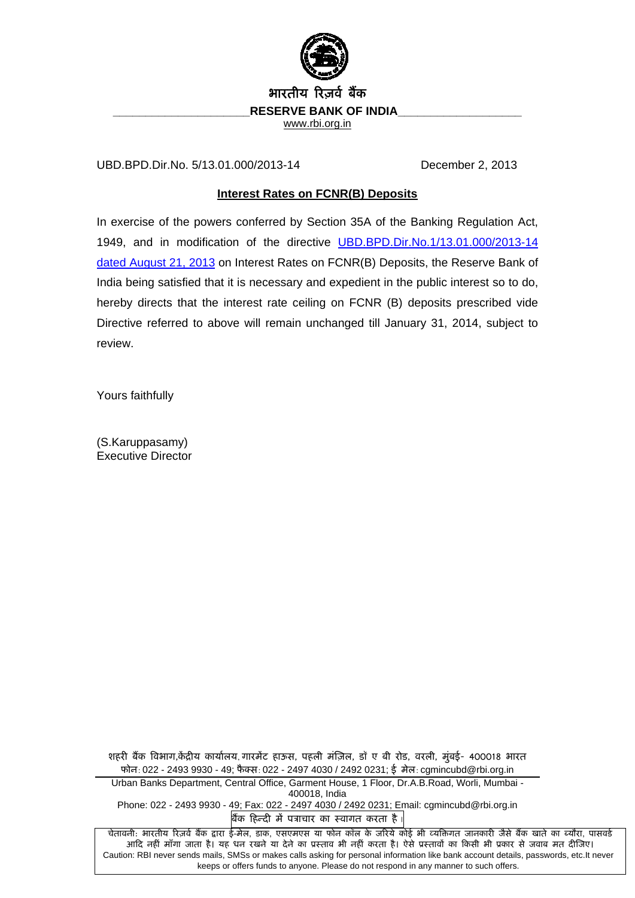भारतीय रिज़र्व बैंक

**RESERVE BANK OF INDIA**

www.rbi.org.in

UBD.BPD.Dir.No. 5/13.01.000/2013-14 December 2, 2013

## Interest Rates on FCNR(B) Deposits

In exercise of the powers conferred by Section 35A of the Banking Regulation Act, 1949, and in modification of the directive UBD.BPD.Dir.No.1/13.01.000/2013-14 dated August 21, 2013 on Interest Rates on FCNR(B) Deposits, the Reserve Bank of India being satisfied that it is necessary and expedient in the public interest so to do, hereby directs that the interest rate ceiling on FCNR (B) deposits prescribed vide Directive referred to above will remain unchanged till January 31, 2014, subject to review.

Yours faithfully

(S.Karuppasamy)
Executive Director

शहरी बैंक विभाग,केंद्रीय कार्यालय, गारमेंट हाऊस, पहली मंज़िल, डॉ ए बी रोड, वरली, मुंबई- 400018 भारत
फोन: 022 - 2493 9930 - 49; फैक्स: 022 - 2497 4030 / 2492 0231; ई मेल: cgmincubd@rbi.org.in

Urban Banks Department, Central Office, Garment House, 1 Floor, Dr.A.B.Road, Worli, Mumbai - 400018, India
Phone: 022 - 2493 9930 - 49; Fax: 022 - 2497 4030 / 2492 0231; Email: cgmincubd@rbi.org.in

बैंक हिन्दी में पत्राचार का स्वागत करता है।

चेतावनी: भारतीय रिज़र्व बैंक द्वारा ई-मेल, डाक, एसएमएस या फोन कॉल के जरिये कोई भी व्यक्तिगत जानकारी जैसे बैंक खाते का ब्यौरा, पासवर्ड आदि नहीं माँगा जाता है। यह धन रखने या देने का प्रस्ताव भी नहीं करता है। ऐसे प्रस्तावों का किसी भी प्रकार से जवाब मत दीजिए।
Caution: RBI never sends mails, SMSs or makes calls asking for personal information like bank account details, passwords, etc.It never keeps or offers funds to anyone. Please do not respond in any manner to such offers.